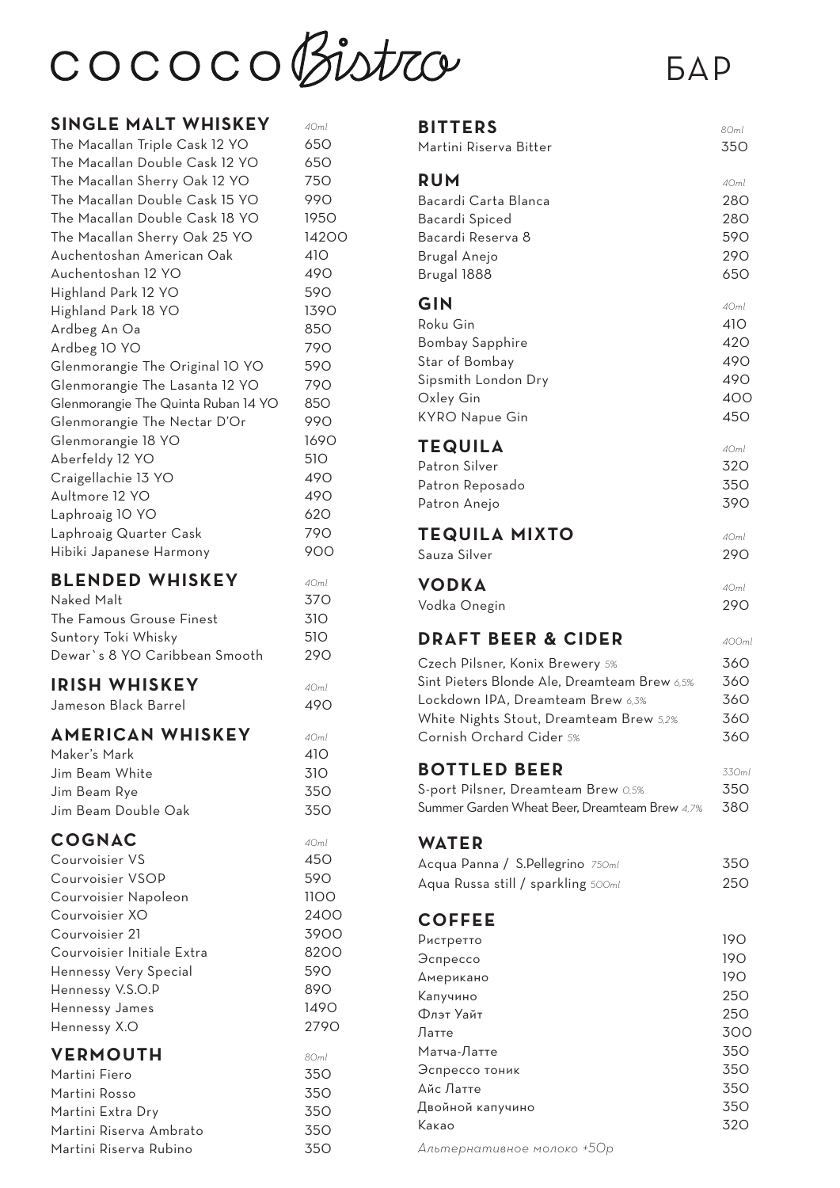# COCOCO Bistro

# БАР

## SINGLE MALT WHISKEY

| SINGLE MALT WHISKEY | 40ml |
|---|---|
| The Macallan Triple Cask 12 YO | 650 |
| The Macallan Double Cask 12 YO | 650 |
| The Macallan Sherry Oak 12 YO | 750 |
| The Macallan Double Cask 15 YO | 990 |
| The Macallan Double Cask 18 YO | 1950 |
| The Macallan Sherry Oak 25 YO | 14200 |
| Auchentoshan American Oak | 410 |
| Auchentoshan 12 YO | 490 |
| Highland Park 12 YO | 590 |
| Highland Park 18 YO | 1390 |
| Ardbeg An Oa | 850 |
| Ardbeg 10 YO | 790 |
| Glenmorangie The Original 10 YO | 590 |
| Glenmorangie The Lasanta 12 YO | 790 |
| Glenmorangie The Quinta Ruban 14 YO | 850 |
| Glenmorangie The Nectar D'Or | 990 |
| Glenmorangie 18 YO | 1690 |
| Aberfeldy 12 YO | 510 |
| Craigellachie 13 YO | 490 |
| Aultmore 12 YO | 490 |
| Laphroaig 10 YO | 620 |
| Laphroaig Quarter Cask | 790 |
| Hibiki Japanese Harmony | 900 |

## BLENDED WHISKEY

| BLENDED WHISKEY | 40ml |
|---|---|
| Naked Malt | 370 |
| The Famous Grouse Finest | 310 |
| Suntory Toki Whisky | 510 |
| Dewar`s 8 YO Caribbean Smooth | 290 |

## IRISH WHISKEY

| IRISH WHISKEY | 40ml |
|---|---|
| Jameson Black Barrel | 490 |

## AMERICAN WHISKEY

| AMERICAN WHISKEY | 40ml |
|---|---|
| Maker's Mark | 410 |
| Jim Beam White | 310 |
| Jim Beam Rye | 350 |
| Jim Beam Double Oak | 350 |

## COGNAC

| COGNAC | 40ml |
|---|---|
| Courvoisier VS | 450 |
| Courvoisier VSOP | 590 |
| Courvoisier Napoleon | 1100 |
| Courvoisier XO | 2400 |
| Courvoisier 21 | 3900 |
| Courvoisier Initiale Extra | 8200 |
| Hennessy Very Special | 590 |
| Hennessy V.S.O.P | 890 |
| Hennessy James | 1490 |
| Hennessy X.O | 2790 |

## VERMOUTH

| VERMOUTH | 80ml |
|---|---|
| Martini Fiero | 350 |
| Martini Rosso | 350 |
| Martini Extra Dry | 350 |
| Martini Riserva Ambrato | 350 |
| Martini Riserva Rubino | 350 |

## BITTERS

| BITTERS | 80ml |
|---|---|
| Martini Riserva Bitter | 350 |

## RUM

| RUM | 40ml |
|---|---|
| Bacardi Carta Blanca | 280 |
| Bacardi Spiced | 280 |
| Bacardi Reserva 8 | 590 |
| Brugal Anejo | 290 |
| Brugal 1888 | 650 |

## GIN

| GIN | 40ml |
|---|---|
| Roku Gin | 410 |
| Bombay Sapphire | 420 |
| Star of Bombay | 490 |
| Sipsmith London Dry | 490 |
| Oxley Gin | 400 |
| KYRO Napue Gin | 450 |

## TEQUILA

| TEQUILA | 40ml |
|---|---|
| Patron Silver | 320 |
| Patron Reposado | 350 |
| Patron Anejo | 390 |

## TEQUILA MIXTO

| TEQUILA MIXTO | 40ml |
|---|---|
| Sauza Silver | 290 |

## VODKA

| VODKA | 40ml |
|---|---|
| Vodka Onegin | 290 |

## DRAFT BEER & CIDER

| DRAFT BEER & CIDER | 400ml |
|---|---|
| Czech Pilsner, Konix Brewery *5%* | 360 |
| Sint Pieters Blonde Ale, Dreamteam Brew *6,5%* | 360 |
| Lockdown IPA, Dreamteam Brew *6,3%* | 360 |
| White Nights Stout, Dreamteam Brew *5,2%* | 360 |
| Cornish Orchard Cider *5%* | 360 |

## BOTTLED BEER

| BOTTLED BEER | 330ml |
|---|---|
| S-port Pilsner, Dreamteam Brew *0,5%* | 350 |
| Summer Garden Wheat Beer, Dreamteam Brew *4,7%* | 380 |

## WATER

| WATER | |
|---|---|
| Acqua Panna / S.Pellegrino *750ml* | 350 |
| Aqua Russa still / sparkling *500ml* | 250 |

## COFFEE

| COFFEE | |
|---|---|
| Ристретто | 190 |
| Эспрессо | 190 |
| Американо | 190 |
| Капучино | 250 |
| Флэт Уайт | 250 |
| Латте | 300 |
| Матча-Латте | 350 |
| Эспрессо тоник | 350 |
| Айс Латте | 350 |
| Двойной капучино | 350 |
| Какао | 320 |

*Альтернативное молоко +50р*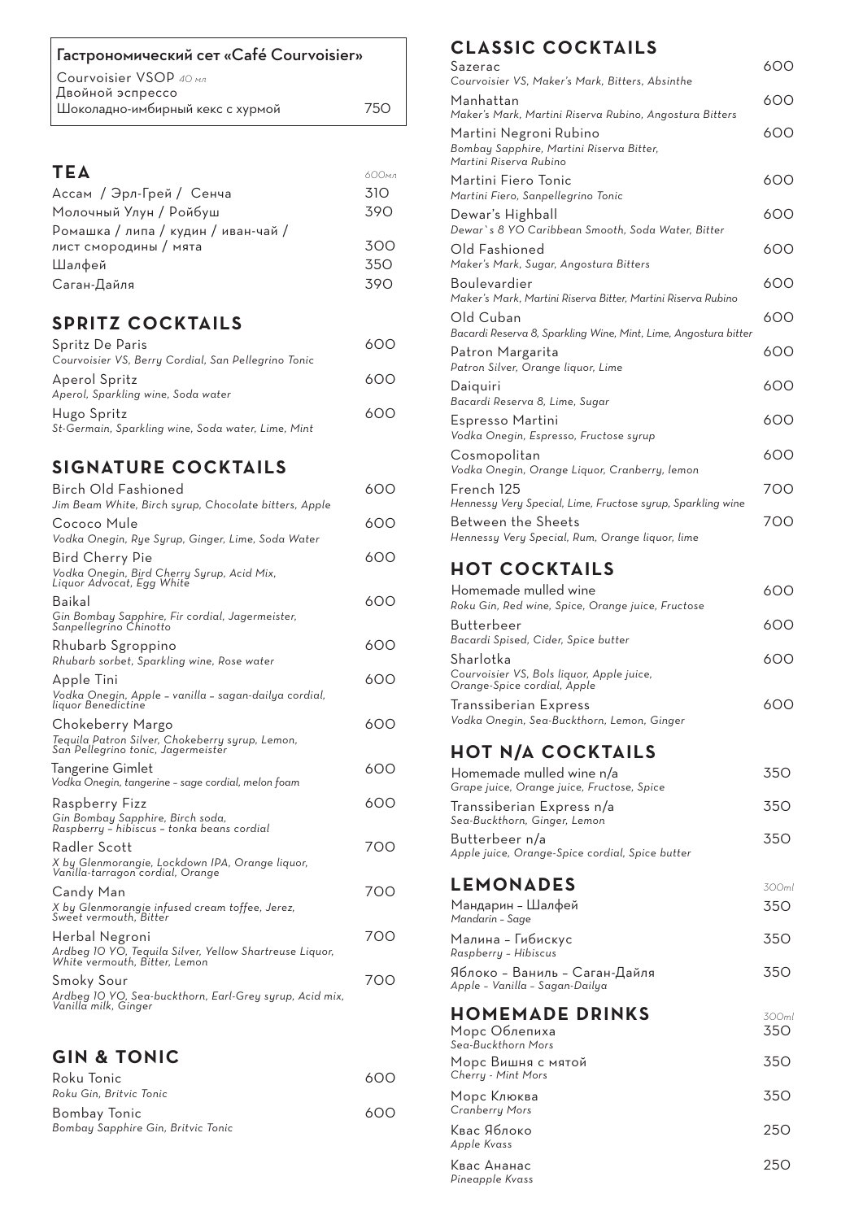## Гастрономический сет «Café Courvoisier»

| | |
|---|---|
| Courvoisier VSOP *40 мл* | |
| Двойной эспрессо | |
| Шоколадно-имбирный кекс с хурмой | 750 |

## TEA

*600мл*

| | |
|---|---|
| Ассам / Эрл-Грей / Сенча | 310 |
| Молочный Улун / Ройбуш | 390 |
| Ромашка / липа / кудин / иван-чай / лист смородины / мята | 300 |
| Шалфей | 350 |
| Саган-Дайля | 390 |

## SPRITZ COCKTAILS

| | |
|---|---|
| Spritz De Paris<br>*Courvoisier VS, Berry Cordial, San Pellegrino Tonic* | 600 |
| Aperol Spritz<br>*Aperol, Sparkling wine, Soda water* | 600 |
| Hugo Spritz<br>*St-Germain, Sparkling wine, Soda water, Lime, Mint* | 600 |

## SIGNATURE COCKTAILS

| | |
|---|---|
| Birch Old Fashioned<br>*Jim Beam White, Birch syrup, Chocolate bitters, Apple* | 600 |
| Cococo Mule<br>*Vodka Onegin, Rye Syrup, Ginger, Lime, Soda Water* | 600 |
| Bird Cherry Pie<br>*Vodka Onegin, Bird Cherry Syrup, Acid Mix, Liquor Advocat, Egg White* | 600 |
| Baikal<br>*Gin Bombay Sapphire, Fir cordial, Jagermeister, Sanpellegrino Chinotto* | 600 |
| Rhubarb Sgroppino<br>*Rhubarb sorbet, Sparkling wine, Rose water* | 600 |
| Apple Tini<br>*Vodka Onegin, Apple – vanilla – sagan-dailya cordial, liquor Benedictine* | 600 |
| Chokeberry Margo<br>*Tequila Patron Silver, Chokeberry syrup, Lemon, San Pellegrino tonic, Jagermeister* | 600 |
| Tangerine Gimlet<br>*Vodka Onegin, tangerine – sage cordial, melon foam* | 600 |
| Raspberry Fizz<br>*Gin Bombay Sapphire, Birch soda, Raspberry – hibiscus – tonka beans cordial* | 600 |
| Radler Scott<br>*X by Glenmorangie, Lockdown IPA, Orange liquor, Vanilla-tarragon cordial, Orange* | 700 |
| Candy Man<br>*X by Glenmorangie infused cream toffee, Jerez, Sweet vermouth, Bitter* | 700 |
| Herbal Negroni<br>*Ardbeg 10 YO, Tequila Silver, Yellow Shartreuse Liquor, White vermouth, Bitter, Lemon* | 700 |
| Smoky Sour<br>*Ardbeg 10 YO, Sea-buckthorn, Earl-Grey syrup, Acid mix, Vanilla milk, Ginger* | 700 |

## GIN & TONIC

| | |
|---|---|
| Roku Tonic<br>*Roku Gin, Britvic Tonic* | 600 |
| Bombay Tonic<br>*Bombay Sapphire Gin, Britvic Tonic* | 600 |

## CLASSIC COCKTAILS

| | |
|---|---|
| Sazerac<br>*Courvoisier VS, Maker's Mark, Bitters, Absinthe* | 600 |
| Manhattan<br>*Maker's Mark, Martini Riserva Rubino, Angostura Bitters* | 600 |
| Martini Negroni Rubino<br>*Bombay Sapphire, Martini Riserva Bitter, Martini Riserva Rubino* | 600 |
| Martini Fiero Tonic<br>*Martini Fiero, Sanpellegrino Tonic* | 600 |
| Dewar's Highball<br>*Dewar`s 8 YO Caribbean Smooth, Soda Water, Bitter* | 600 |
| Old Fashioned<br>*Maker's Mark, Sugar, Angostura Bitters* | 600 |
| Boulevardier<br>*Maker's Mark, Martini Riserva Bitter, Martini Riserva Rubino* | 600 |
| Old Cuban<br>*Bacardi Reserva 8, Sparkling Wine, Mint, Lime, Angostura bitter* | 600 |
| Patron Margarita<br>*Patron Silver, Orange liquor, Lime* | 600 |
| Daiquiri<br>*Bacardi Reserva 8, Lime, Sugar* | 600 |
| Espresso Martini<br>*Vodka Onegin, Espresso, Fructose syrup* | 600 |
| Cosmopolitan<br>*Vodka Onegin, Orange Liquor, Cranberry, lemon* | 600 |
| French 125<br>*Hennessy Very Special, Lime, Fructose syrup, Sparkling wine* | 700 |
| Between the Sheets<br>*Hennessy Very Special, Rum, Orange liquor, lime* | 700 |

## HOT COCKTAILS

| | |
|---|---|
| Homemade mulled wine<br>*Roku Gin, Red wine, Spice, Orange juice, Fructose* | 600 |
| Butterbeer<br>*Bacardi Spised, Cider, Spice butter* | 600 |
| Sharlotka<br>*Courvoisier VS, Bols liquor, Apple juice, Orange-Spice cordial, Apple* | 600 |
| Transsiberian Express<br>*Vodka Onegin, Sea-Buckthorn, Lemon, Ginger* | 600 |

## HOT N/A COCKTAILS

| | |
|---|---|
| Homemade mulled wine n/a<br>*Grape juice, Orange juice, Fructose, Spice* | 350 |
| Transsiberian Express n/a<br>*Sea-Buckthorn, Ginger, Lemon* | 350 |
| Butterbeer n/a<br>*Apple juice, Orange-Spice cordial, Spice butter* | 350 |

## LEMONADES

*300ml*

| | |
|---|---|
| Мандарин – Шалфей<br>*Mandarin – Sage* | 350 |
| Малина – Гибискус<br>*Raspberry – Hibiscus* | 350 |
| Яблоко – Ваниль – Саган-Дайля<br>*Apple – Vanilla – Sagan-Dailya* | 350 |

## HOMEMADE DRINKS

*300ml*

| | |
|---|---|
| Морс Облепиха<br>*Sea-Buckthorn Mors* | 350 |
| Морс Вишня с мятой<br>*Cherry - Mint Mors* | 350 |
| Морс Клюква<br>*Cranberry Mors* | 350 |
| Квас Яблоко<br>*Apple Kvass* | 250 |
| Квас Ананас<br>*Pineapple Kvass* | 250 |